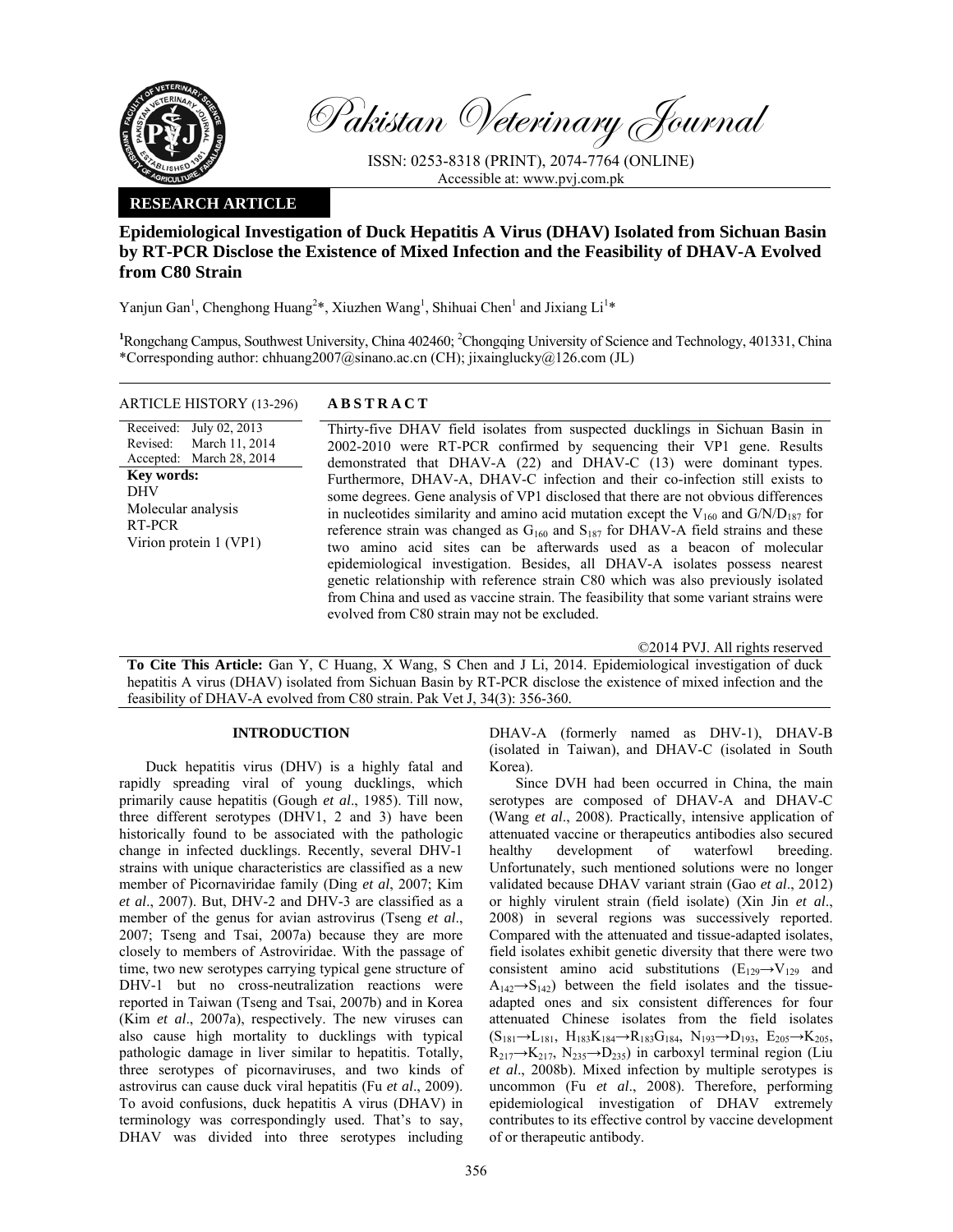# Pakistan Veterinary Journal

ISSN: 0253-8318 (PRINT), 2074-7764 (ONLINE)
Accessible at: www.pvj.com.pk

**RESEARCH ARTICLE**

## Epidemiological Investigation of Duck Hepatitis A Virus (DHAV) Isolated from Sichuan Basin by RT-PCR Disclose the Existence of Mixed Infection and the Feasibility of DHAV-A Evolved from C80 Strain

Yanjun Gan[1], Chenghong Huang[2]*, Xiuzhen Wang[1], Shihuai Chen[1] and Jixiang Li[1]*

[1]Rongchang Campus, Southwest University, China 402460; [2]Chongqing University of Science and Technology, 401331, China
*Corresponding author: chhuang2007@sinano.ac.cn (CH); jixainglucky@126.com (JL)

**ARTICLE HISTORY (13-296)**

Received: July 02, 2013
Revised: March 11, 2014
Accepted: March 28, 2014

**Key words:**
DHV
Molecular analysis
RT-PCR
Virion protein 1 (VP1)

**ABSTRACT**

Thirty-five DHAV field isolates from suspected ducklings in Sichuan Basin in 2002-2010 were RT-PCR confirmed by sequencing their VP1 gene. Results demonstrated that DHAV-A (22) and DHAV-C (13) were dominant types. Furthermore, DHAV-A, DHAV-C infection and their co-infection still exists to some degrees. Gene analysis of VP1 disclosed that there are not obvious differences in nucleotides similarity and amino acid mutation except the $V_{160}$ and $G/N/D_{187}$ for reference strain was changed as $G_{160}$ and $S_{187}$ for DHAV-A field strains and these two amino acid sites can be afterwards used as a beacon of molecular epidemiological investigation. Besides, all DHAV-A isolates possess nearest genetic relationship with reference strain C80 which was also previously isolated from China and used as vaccine strain. The feasibility that some variant strains were evolved from C80 strain may not be excluded.

©2014 PVJ. All rights reserved

**To Cite This Article:** Gan Y, C Huang, X Wang, S Chen and J Li, 2014. Epidemiological investigation of duck hepatitis A virus (DHAV) isolated from Sichuan Basin by RT-PCR disclose the existence of mixed infection and the feasibility of DHAV-A evolved from C80 strain. Pak Vet J, 34(3): 356-360.

## INTRODUCTION

Duck hepatitis virus (DHV) is a highly fatal and rapidly spreading viral of young ducklings, which primarily cause hepatitis (Gough *et al*., 1985). Till now, three different serotypes (DHV1, 2 and 3) have been historically found to be associated with the pathologic change in infected ducklings. Recently, several DHV-1 strains with unique characteristics are classified as a new member of Picornaviridae family (Ding *et al*, 2007; Kim *et al*., 2007). But, DHV-2 and DHV-3 are classified as a member of the genus for avian astrovirus (Tseng *et al*., 2007; Tseng and Tsai, 2007a) because they are more closely to members of Astroviridae. With the passage of time, two new serotypes carrying typical gene structure of DHV-1 but no cross-neutralization reactions were reported in Taiwan (Tseng and Tsai, 2007b) and in Korea (Kim *et al*., 2007a), respectively. The new viruses can also cause high mortality to ducklings with typical pathologic damage in liver similar to hepatitis. Totally, three serotypes of picornaviruses, and two kinds of astrovirus can cause duck viral hepatitis (Fu *et al*., 2009). To avoid confusions, duck hepatitis A virus (DHAV) in terminology was correspondingly used. That's to say, DHAV was divided into three serotypes including DHAV-A (formerly named as DHV-1), DHAV-B (isolated in Taiwan), and DHAV-C (isolated in South Korea).

Since DVH had been occurred in China, the main serotypes are composed of DHAV-A and DHAV-C (Wang *et al*., 2008). Practically, intensive application of attenuated vaccine or therapeutics antibodies also secured healthy development of waterfowl breeding. Unfortunately, such mentioned solutions were no longer validated because DHAV variant strain (Gao *et al*., 2012) or highly virulent strain (field isolate) (Xin Jin *et al*., 2008) in several regions was successively reported. Compared with the attenuated and tissue-adapted isolates, field isolates exhibit genetic diversity that there were two consistent amino acid substitutions ($E_{129}\rightarrow V_{129}$ and $A_{142}\rightarrow S_{142}$) between the field isolates and the tissue-adapted ones and six consistent differences for four attenuated Chinese isolates from the field isolates ($S_{181}\rightarrow L_{181}$, $H_{183}K_{184}\rightarrow R_{183}G_{184}$, $N_{193}\rightarrow D_{193}$, $E_{205}\rightarrow K_{205}$, $R_{217}\rightarrow K_{217}$, $N_{235}\rightarrow D_{235}$) in carboxyl terminal region (Liu *et al*., 2008b). Mixed infection by multiple serotypes is uncommon (Fu *et al*., 2008). Therefore, performing epidemiological investigation of DHAV extremely contributes to its effective control by vaccine development of or therapeutic antibody.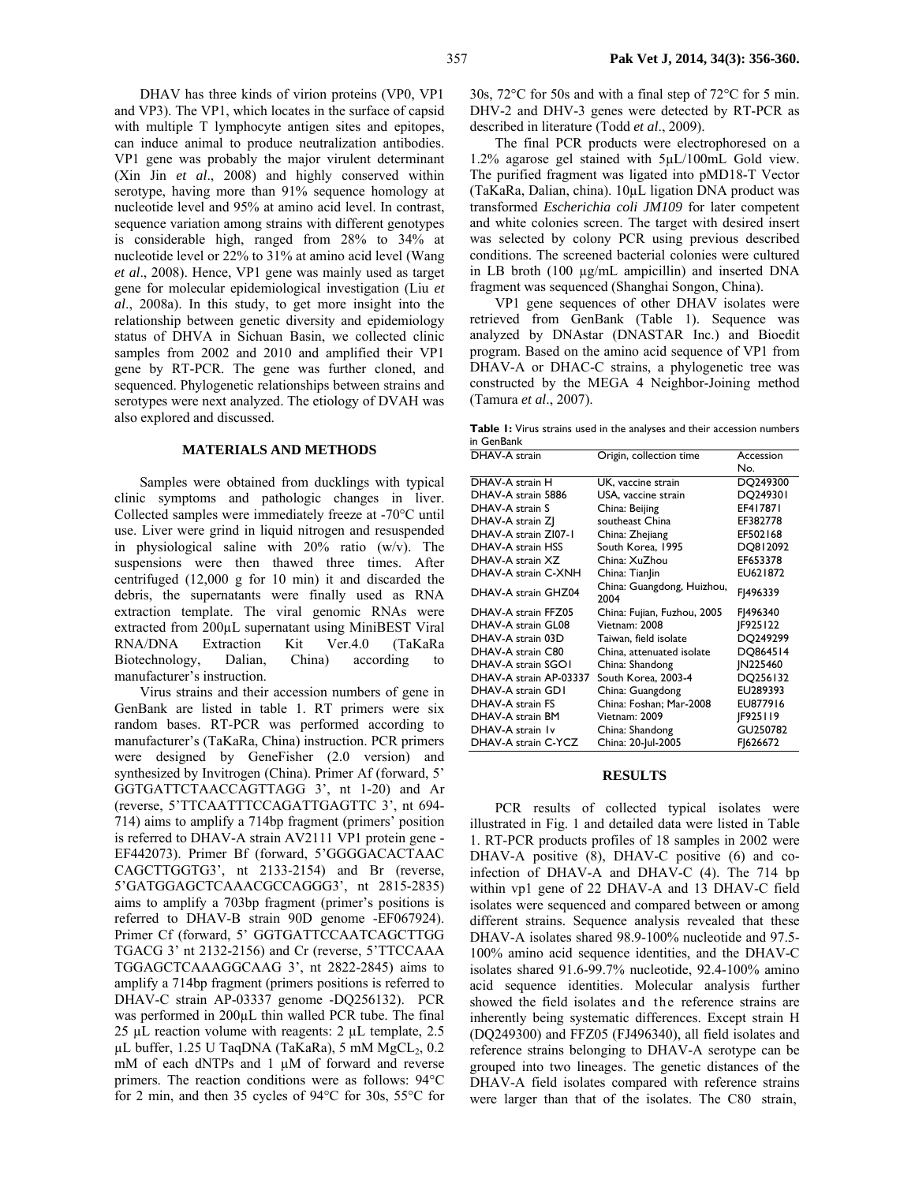DHAV has three kinds of virion proteins (VP0, VP1 and VP3). The VP1, which locates in the surface of capsid with multiple T lymphocyte antigen sites and epitopes, can induce animal to produce neutralization antibodies. VP1 gene was probably the major virulent determinant (Xin Jin *et al*., 2008) and highly conserved within serotype, having more than 91% sequence homology at nucleotide level and 95% at amino acid level. In contrast, sequence variation among strains with different genotypes is considerable high, ranged from 28% to 34% at nucleotide level or 22% to 31% at amino acid level (Wang *et al*., 2008). Hence, VP1 gene was mainly used as target gene for molecular epidemiological investigation (Liu *et al*., 2008a). In this study, to get more insight into the relationship between genetic diversity and epidemiology status of DHVA in Sichuan Basin, we collected clinic samples from 2002 and 2010 and amplified their VP1 gene by RT-PCR. The gene was further cloned, and sequenced. Phylogenetic relationships between strains and serotypes were next analyzed. The etiology of DVAH was also explored and discussed.

## MATERIALS AND METHODS

Samples were obtained from ducklings with typical clinic symptoms and pathologic changes in liver. Collected samples were immediately freeze at -70°C until use. Liver were grind in liquid nitrogen and resuspended in physiological saline with 20% ratio (w/v). The suspensions were then thawed three times. After centrifuged (12,000 g for 10 min) it and discarded the debris, the supernatants were finally used as RNA extraction template. The viral genomic RNAs were extracted from 200μL supernatant using MiniBEST Viral RNA/DNA Extraction Kit Ver.4.0 (TaKaRa Biotechnology, Dalian, China) according to manufacturer's instruction.

Virus strains and their accession numbers of gene in GenBank are listed in table 1. RT primers were six random bases. RT-PCR was performed according to manufacturer's (TaKaRa, China) instruction. PCR primers were designed by GeneFisher (2.0 version) and synthesized by Invitrogen (China). Primer Af (forward, 5' GGTGATTCTAACCAGTTAGG 3', nt 1-20) and Ar (reverse, 5'TTCAATTTCCAGATTGAGTTC 3', nt 694-714) aims to amplify a 714bp fragment (primers' position is referred to DHAV-A strain AV2111 VP1 protein gene - EF442073). Primer Bf (forward, 5'GGGGACACTAAC CAGCTTGGTG3', nt 2133-2154) and Br (reverse, 5'GATGGAGCTCAAACGCCAGGG3', nt 2815-2835) aims to amplify a 703bp fragment (primer's positions is referred to DHAV-B strain 90D genome -EF067924). Primer Cf (forward, 5' GGTGATTCCAATCAGCTTGG TGACG 3' nt 2132-2156) and Cr (reverse, 5'TTCCAAA TGGAGCTCAAAGGCAAG 3', nt 2822-2845) aims to amplify a 714bp fragment (primers positions is referred to DHAV-C strain AP-03337 genome -DQ256132). PCR was performed in 200μL thin walled PCR tube. The final 25 μL reaction volume with reagents: 2 μL template, 2.5 μL buffer, 1.25 U TaqDNA (TaKaRa), 5 mM $MgCL_2$, 0.2 mM of each dNTPs and 1 μM of forward and reverse primers. The reaction conditions were as follows: 94°C for 2 min, and then 35 cycles of 94°C for 30s, 55°C for 30s, 72°C for 50s and with a final step of 72°C for 5 min. DHV-2 and DHV-3 genes were detected by RT-PCR as described in literature (Todd *et al*., 2009).

The final PCR products were electrophoresed on a 1.2% agarose gel stained with 5μL/100mL Gold view. The purified fragment was ligated into pMD18-T Vector (TaKaRa, Dalian, china). 10μL ligation DNA product was transformed *Escherichia coli JM109* for later competent and white colonies screen. The target with desired insert was selected by colony PCR using previous described conditions. The screened bacterial colonies were cultured in LB broth (100 μg/mL ampicillin) and inserted DNA fragment was sequenced (Shanghai Songon, China).

VP1 gene sequences of other DHAV isolates were retrieved from GenBank (Table 1). Sequence was analyzed by DNAstar (DNASTAR Inc.) and Bioedit program. Based on the amino acid sequence of VP1 from DHAV-A or DHAC-C strains, a phylogenetic tree was constructed by the MEGA 4 Neighbor-Joining method (Tamura *et al*., 2007).

**Table 1:** Virus strains used in the analyses and their accession numbers in GenBank

| DHAV-A strain | Origin, collection time | Accession No. |
|---|---|---|
| DHAV-A strain H | UK, vaccine strain | DQ249300 |
| DHAV-A strain 5886 | USA, vaccine strain | DQ249301 |
| DHAV-A strain S | China: Beijing | EF417871 |
| DHAV-A strain ZJ | southeast China | EF382778 |
| DHAV-A strain ZI07-1 | China: Zhejiang | EF502168 |
| DHAV-A strain HSS | South Korea, 1995 | DQ812092 |
| DHAV-A strain XZ | China: XuZhou | EF653378 |
| DHAV-A strain C-XNH | China: TianJin | EU621872 |
| DHAV-A strain GHZ04 | China: Guangdong, Huizhou, 2004 | FJ496339 |
| DHAV-A strain FFZ05 | China: Fujian, Fuzhou, 2005 | FJ496340 |
| DHAV-A strain GL08 | Vietnam: 2008 | JF925122 |
| DHAV-A strain 03D | Taiwan, field isolate | DQ249299 |
| DHAV-A strain C80 | China, attenuated isolate | DQ864514 |
| DHAV-A strain SGO1 | China: Shandong | JN225460 |
| DHAV-A strain AP-03337 | South Korea, 2003-4 | DQ256132 |
| DHAV-A strain GD1 | China: Guangdong | EU289393 |
| DHAV-A strain FS | China: Foshan; Mar-2008 | EU877916 |
| DHAV-A strain BM | Vietnam: 2009 | JF925119 |
| DHAV-A strain 1v | China: Shandong | GU250782 |
| DHAV-A strain C-YCZ | China: 20-Jul-2005 | FJ626672 |

## RESULTS

PCR results of collected typical isolates were illustrated in Fig. 1 and detailed data were listed in Table 1. RT-PCR products profiles of 18 samples in 2002 were DHAV-A positive (8), DHAV-C positive (6) and co-infection of DHAV-A and DHAV-C (4). The 714 bp within vp1 gene of 22 DHAV-A and 13 DHAV-C field isolates were sequenced and compared between or among different strains. Sequence analysis revealed that these DHAV-A isolates shared 98.9-100% nucleotide and 97.5-100% amino acid sequence identities, and the DHAV-C isolates shared 91.6-99.7% nucleotide, 92.4-100% amino acid sequence identities. Molecular analysis further showed the field isolates and the reference strains are inherently being systematic differences. Except strain H (DQ249300) and FFZ05 (FJ496340), all field isolates and reference strains belonging to DHAV-A serotype can be grouped into two lineages. The genetic distances of the DHAV-A field isolates compared with reference strains were larger than that of the isolates. The C80 strain,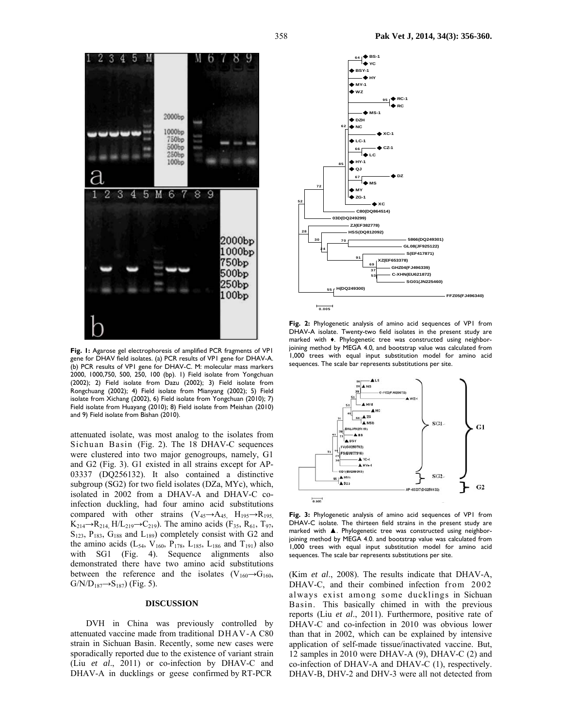**Fig. 1:** Agarose gel electrophoresis of amplified PCR fragments of VP1 gene for DHAV field isolates. (a) PCR results of VP1 gene for DHAV-A. (b) PCR results of VP1 gene for DHAV-C. M: molecular mass markers 2000, 1000,750, 500, 250, 100 (bp). 1) Field isolate from Yongchuan (2002); 2) Field isolate from Dazu (2002); 3) Field isolate from Rongchuang (2002); 4) Field isolate from Mianyang (2002); 5) Field isolate from Xichang (2002), 6) Field isolate from Yongchuan (2010); 7) Field isolate from Huayang (2010); 8) Field isolate from Meishan (2010) and 9) Field isolate from Bishan (2010).

attenuated isolate, was most analog to the isolates from Sichuan Basin (Fig. 2). The 18 DHAV-C sequences were clustered into two major genogroups, namely, G1 and G2 (Fig. 3). G1 existed in all strains except for AP-03337 (DQ256132). It also contained a distinctive subgroup (SG2) for two field isolates (DZa, MYc), which, isolated in 2002 from a DHAV-A and DHAV-C co-infection duckling, had four amino acid substitutions compared with other strains ($V_{45}\rightarrow A_{45}$, $H_{195}\rightarrow R_{195}$, $K_{214}\rightarrow R_{214}$, $H/L_{219}\rightarrow C_{219}$). The amino acids ($F_{35}$, $R_{61}$, $T_{97}$, $S_{123}$, $P_{183}$, $G_{188}$ and $L_{189}$) completely consist with G2 and the amino acids ($L_{54}$, $V_{160}$, $P_{178}$, $L_{185}$, $L_{186}$ and $T_{191}$) also with SG1 (Fig. 4). Sequence alignments also demonstrated there have two amino acid substitutions between the reference and the isolates ($V_{160}\rightarrow G_{160}$, $G/N/D_{187}\rightarrow S_{187}$) (Fig. 5).

## DISCUSSION

DVH in China was previously controlled by attenuated vaccine made from traditional DHAV-A C80 strain in Sichuan Basin. Recently, some new cases were sporadically reported due to the existence of variant strain (Liu *et al*., 2011) or co-infection by DHAV-C and DHAV-A in ducklings or geese confirmed by RT-PCR (Kim *et al*., 2008). The results indicate that DHAV-A, DHAV-C, and their combined infection from 2002 always exist among some ducklings in Sichuan Basin. This basically chimed in with the previous reports (Liu *et al*., 2011). Furthermore, positive rate of DHAV-C and co-infection in 2010 was obvious lower than that in 2002, which can be explained by intensive application of self-made tissue/inactivated vaccine. But, 12 samples in 2010 were DHAV-A (9), DHAV-C (2) and co-infection of DHAV-A and DHAV-C (1), respectively. DHAV-B, DHV-2 and DHV-3 were all not detected from

**Fig. 2:** Phylogenetic analysis of amino acid sequences of VP1 from DHAV-A isolate. Twenty-two field isolates in the present study are marked with ♦. Phylogenetic tree was constructed using neighbor-joining method by MEGA 4.0, and bootstrap value was calculated from 1,000 trees with equal input substitution model for amino acid sequences. The scale bar represents substitutions per site.

**Fig. 3:** Phylogenetic analysis of amino acid sequences of VP1 from DHAV-C isolate. The thirteen field strains in the present study are marked with ▲. Phylogenetic tree was constructed using neighbor-joining method by MEGA 4.0. and bootstrap value was calculated from 1,000 trees with equal input substitution model for amino acid sequences. The scale bar represents substitutions per site.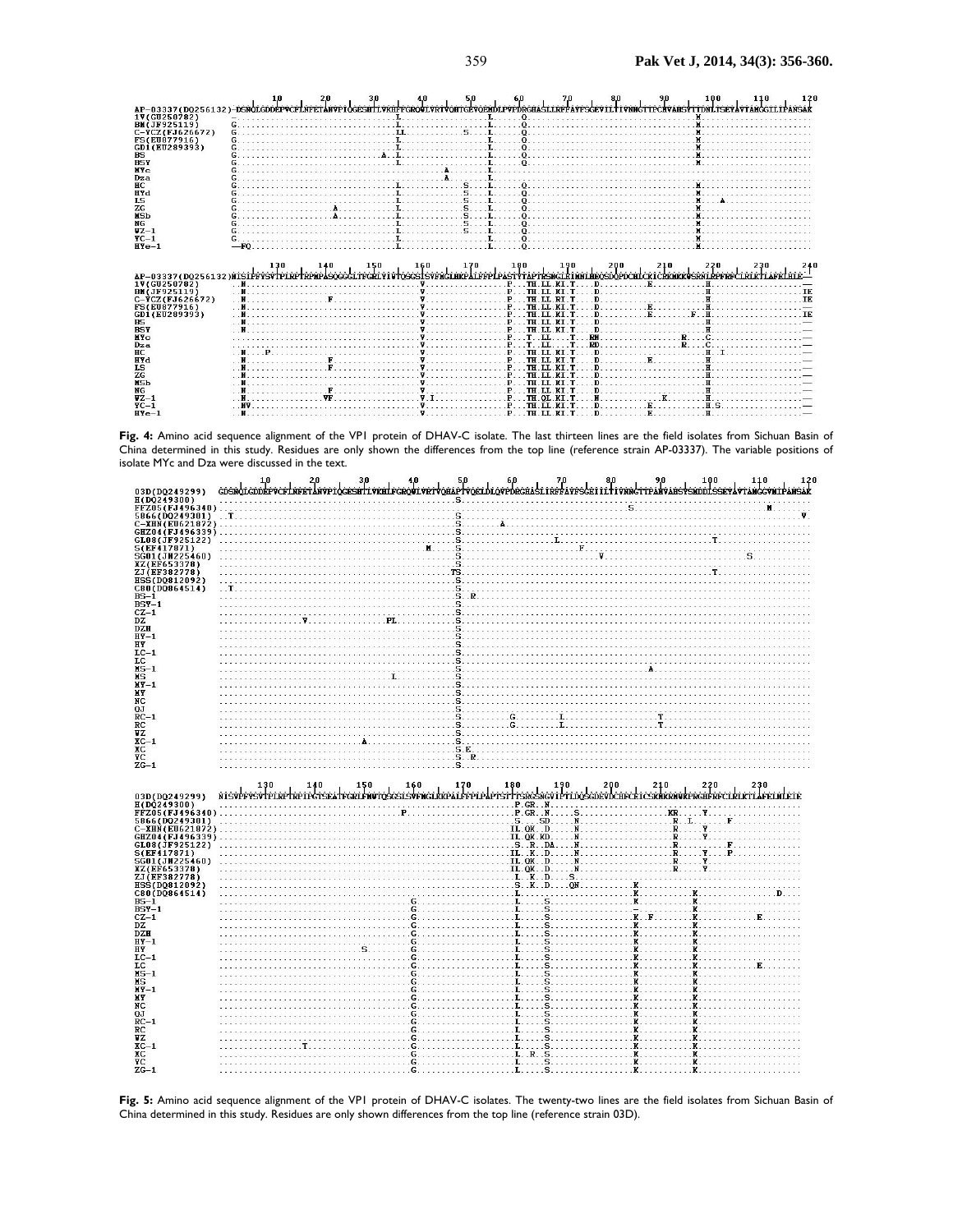**Fig. 4:** Amino acid sequence alignment of the VP1 protein of DHAV-C isolate. The last thirteen lines are the field isolates from Sichuan Basin of China determined in this study. Residues are only shown the differences from the top line (reference strain AP-03337). The variable positions of isolate MYc and Dza were discussed in the text.

**Fig. 5:** Amino acid sequence alignment of the VP1 protein of DHAV-C isolates. The twenty-two lines are the field isolates from Sichuan Basin of China determined in this study. Residues are only shown differences from the top line (reference strain 03D).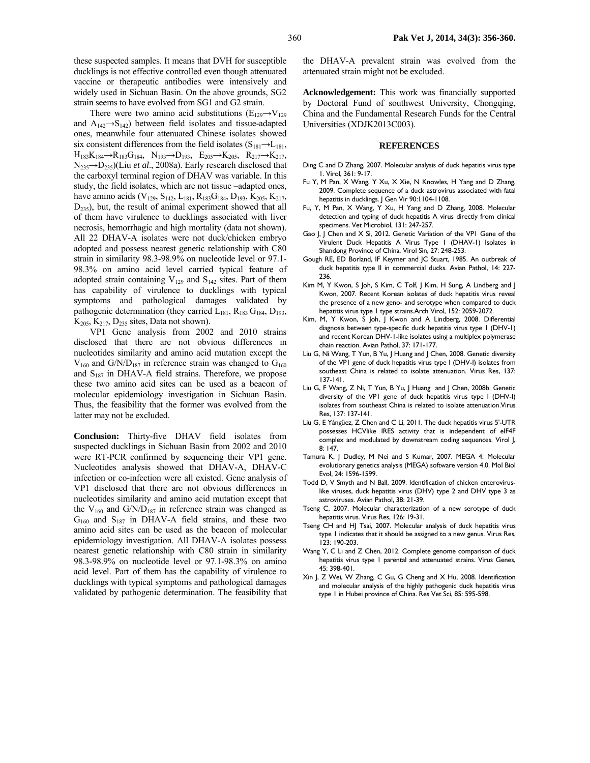these suspected samples. It means that DVH for susceptible ducklings is not effective controlled even though attenuated vaccine or therapeutic antibodies were intensively and widely used in Sichuan Basin. On the above grounds, SG2 strain seems to have evolved from SG1 and G2 strain.

There were two amino acid substitutions ($E_{129}$→$V_{129}$ and $A_{142}$→$S_{142}$) between field isolates and tissue-adapted ones, meanwhile four attenuated Chinese isolates showed six consistent differences from the field isolates ($S_{181}$→$L_{181}$, $H_{183}K_{184}$→$R_{183}G_{184}$, $N_{193}$→$D_{193}$, $E_{205}$→$K_{205}$, $R_{217}$→$K_{217}$, $N_{235}$→$D_{235}$)(Liu *et al*., 2008a). Early research disclosed that the carboxyl terminal region of DHAV was variable. In this study, the field isolates, which are not tissue –adapted ones, have amino acids ($V_{129}$, $S_{142}$, $L_{181}$, $R_{183}G_{184}$, $D_{193}$, $K_{205}$, $K_{217}$, $D_{235}$), but, the result of animal experiment showed that all of them have virulence to ducklings associated with liver necrosis, hemorrhagic and high mortality (data not shown). All 22 DHAV-A isolates were not duck/chicken embryo adopted and possess nearest genetic relationship with C80 strain in similarity 98.3-98.9% on nucleotide level or 97.1-98.3% on amino acid level carried typical feature of adopted strain containing $V_{129}$ and $S_{142}$ sites. Part of them has capability of virulence to ducklings with typical symptoms and pathological damages validated by pathogenic determination (they carried $L_{181}$, $R_{183}$ $G_{184}$, $D_{193}$, $K_{205}$, $K_{217}$, $D_{235}$ sites, Data not shown).

VP1 Gene analysis from 2002 and 2010 strains disclosed that there are not obvious differences in nucleotides similarity and amino acid mutation except the $V_{160}$ and $G/N/D_{187}$ in reference strain was changed to $G_{160}$ and $S_{187}$ in DHAV-A field strains. Therefore, we propose these two amino acid sites can be used as a beacon of molecular epidemiology investigation in Sichuan Basin. Thus, the feasibility that the former was evolved from the latter may not be excluded.

**Conclusion:** Thirty-five DHAV field isolates from suspected ducklings in Sichuan Basin from 2002 and 2010 were RT-PCR confirmed by sequencing their VP1 gene. Nucleotides analysis showed that DHAV-A, DHAV-C infection or co-infection were all existed. Gene analysis of VP1 disclosed that there are not obvious differences in nucleotides similarity and amino acid mutation except that the $V_{160}$ and $G/N/D_{187}$ in reference strain was changed as $G_{160}$ and $S_{187}$ in DHAV-A field strains, and these two amino acid sites can be used as the beacon of molecular epidemiology investigation. All DHAV-A isolates possess nearest genetic relationship with C80 strain in similarity 98.3-98.9% on nucleotide level or 97.1-98.3% on amino acid level. Part of them has the capability of virulence to ducklings with typical symptoms and pathological damages validated by pathogenic determination. The feasibility that the DHAV-A prevalent strain was evolved from the attenuated strain might not be excluded.

**Acknowledgement:** This work was financially supported by Doctoral Fund of southwest University, Chongqing, China and the Fundamental Research Funds for the Central Universities (XDJK2013C003).

## REFERENCES

Ding C and D Zhang, 2007. Molecular analysis of duck hepatitis virus type 1. Virol, 361: 9-17.

Fu Y, M Pan, X Wang, Y Xu, X Xie, N Knowles, H Yang and D Zhang, 2009. Complete sequence of a duck astrovirus associated with fatal hepatitis in ducklings. J Gen Vir 90:1104-1108.

Fu, Y, M Pan, X Wang, Y Xu, H Yang and D Zhang, 2008. Molecular detection and typing of duck hepatitis A virus directly from clinical specimens. Vet Microbiol, 131: 247-257.

Gao J, J Chen and X Si, 2012. Genetic Variation of the VP1 Gene of the Virulent Duck Hepatitis A Virus Type 1 (DHAV-1) Isolates in Shandong Province of China. Virol Sin, 27: 248-253.

Gough RE, ED Borland, IF Keymer and JC Stuart, 1985. An outbreak of duck hepatitis type II in commercial ducks. Avian Pathol, 14: 227-236.

Kim M, Y Kwon, S Joh, S Kim, C Tolf, J Kim, H Sung, A Lindberg and J Kwon, 2007. Recent Korean isolates of duck hepatitis virus reveal the presence of a new geno- and serotype when compared to duck hepatitis virus type 1 type strains.Arch Virol, 152: 2059-2072.

Kim, M, Y Kwon, S Joh, J Kwon and A Lindberg, 2008. Differential diagnosis between type-specific duck hepatitis virus type 1 (DHV-1) and recent Korean DHV-1-like isolates using a multiplex polymerase chain reaction. Avian Pathol, 37: 171-177.

Liu G, Ni Wang, T Yun, B Yu, J Huang and J Chen, 2008. Genetic diversity of the VP1 gene of duck hepatitis virus type I (DHV-I) isolates from southeast China is related to isolate attenuation. Virus Res, 137: 137-141.

Liu G, F Wang, Z Ni, T Yun, B Yu, J Huang and J Chen, 2008b. Genetic diversity of the VP1 gene of duck hepatitis virus type I (DHV-I) isolates from southeast China is related to isolate attenuation.Virus Res, 137: 137-141.

Liu G, E Yángüez, Z Chen and C Li, 2011. The duck hepatitis virus 5'-UTR possesses HCVlike IRES activity that is independent of eIF4F complex and modulated by downstream coding sequences. Virol J, 8: 147.

Tamura K, J Dudley, M Nei and S Kumar, 2007. MEGA 4: Molecular evolutionary genetics analysis (MEGA) software version 4.0. Mol Biol Evol, 24: 1596-1599.

Todd D, V Smyth and N Ball, 2009. Identification of chicken enterovirus-like viruses, duck hepatitis virus (DHV) type 2 and DHV type 3 as astroviruses. Avian Pathol, 38: 21-39.

Tseng C, 2007. Molecular characterization of a new serotype of duck hepatitis virus. Virus Res, 126: 19-31.

Tseng CH and HJ Tsai, 2007. Molecular analysis of duck hepatitis virus type 1 indicates that it should be assigned to a new genus. Virus Res, 123: 190-203.

Wang Y, C Li and Z Chen, 2012. Complete genome comparison of duck hepatitis virus type 1 parental and attenuated strains. Virus Genes, 45: 398-401.

Xin J, Z Wei, W Zhang, C Gu, G Cheng and X Hu, 2008. Identification and molecular analysis of the highly pathogenic duck hepatitis virus type 1 in Hubei province of China. Res Vet Sci, 85: 595-598.